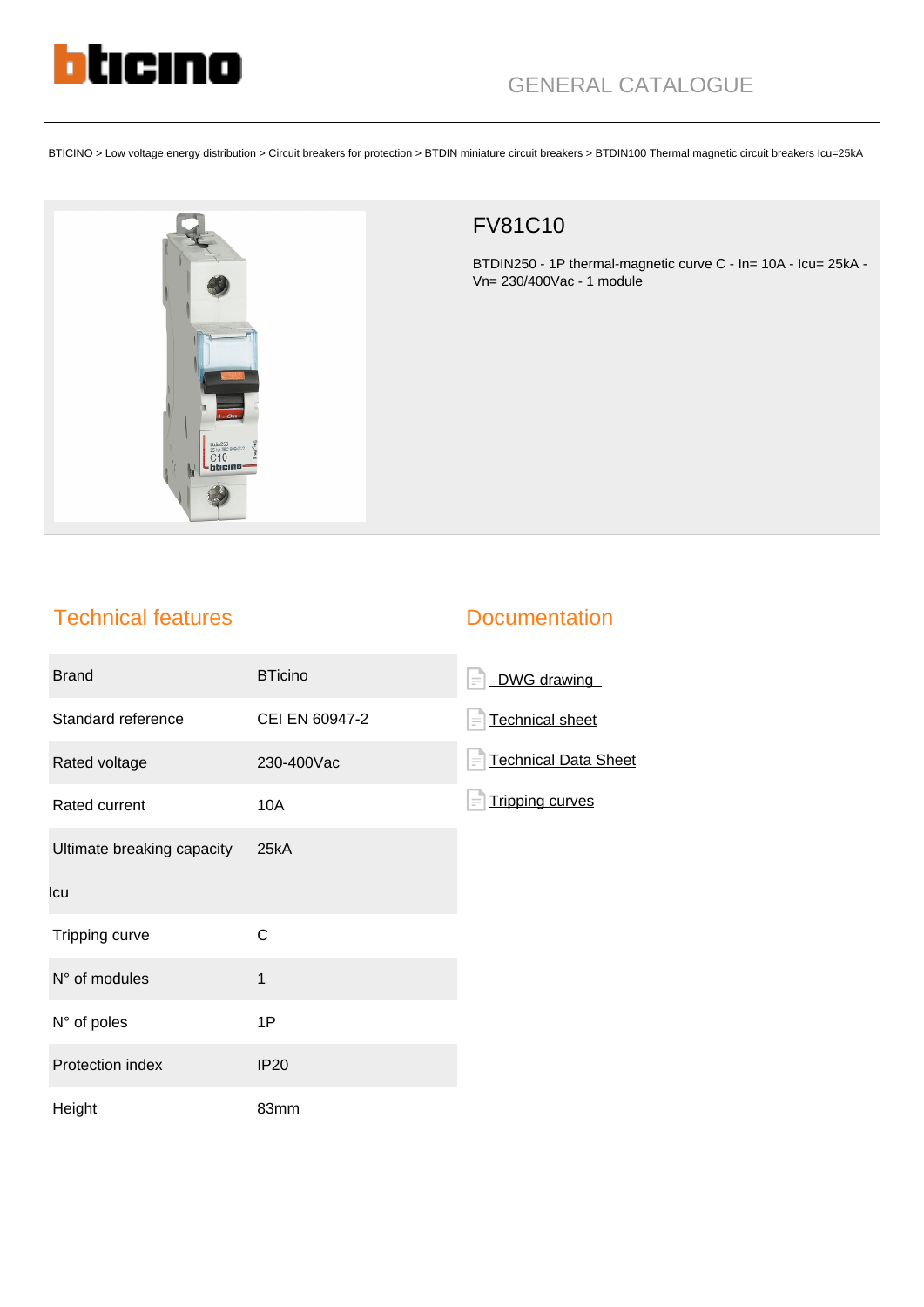bticino

GENERAL CATALOGUE

BTICINO > Low voltage energy distribution > Circuit breakers for protection > BTDIN miniature circuit breakers > BTDIN100 Thermal magnetic circuit breakers Icu=25kA

# FV81C10

BTDIN250 - 1P thermal-magnetic curve C - In= 10A - Icu= 25kA - Vn= 230/400Vac - 1 module

## Technical features

| | |
|---|---|
| Brand | BTicino |
| Standard reference | CEI EN 60947-2 |
| Rated voltage | 230-400Vac |
| Rated current | 10A |
| Ultimate breaking capacity Icu | 25kA |
| Tripping curve | C |
| N° of modules | 1 |
| N° of poles | 1P |
| Protection index | IP20 |
| Height | 83mm |

## Documentation

- DWG drawing
- Technical sheet
- Technical Data Sheet
- Tripping curves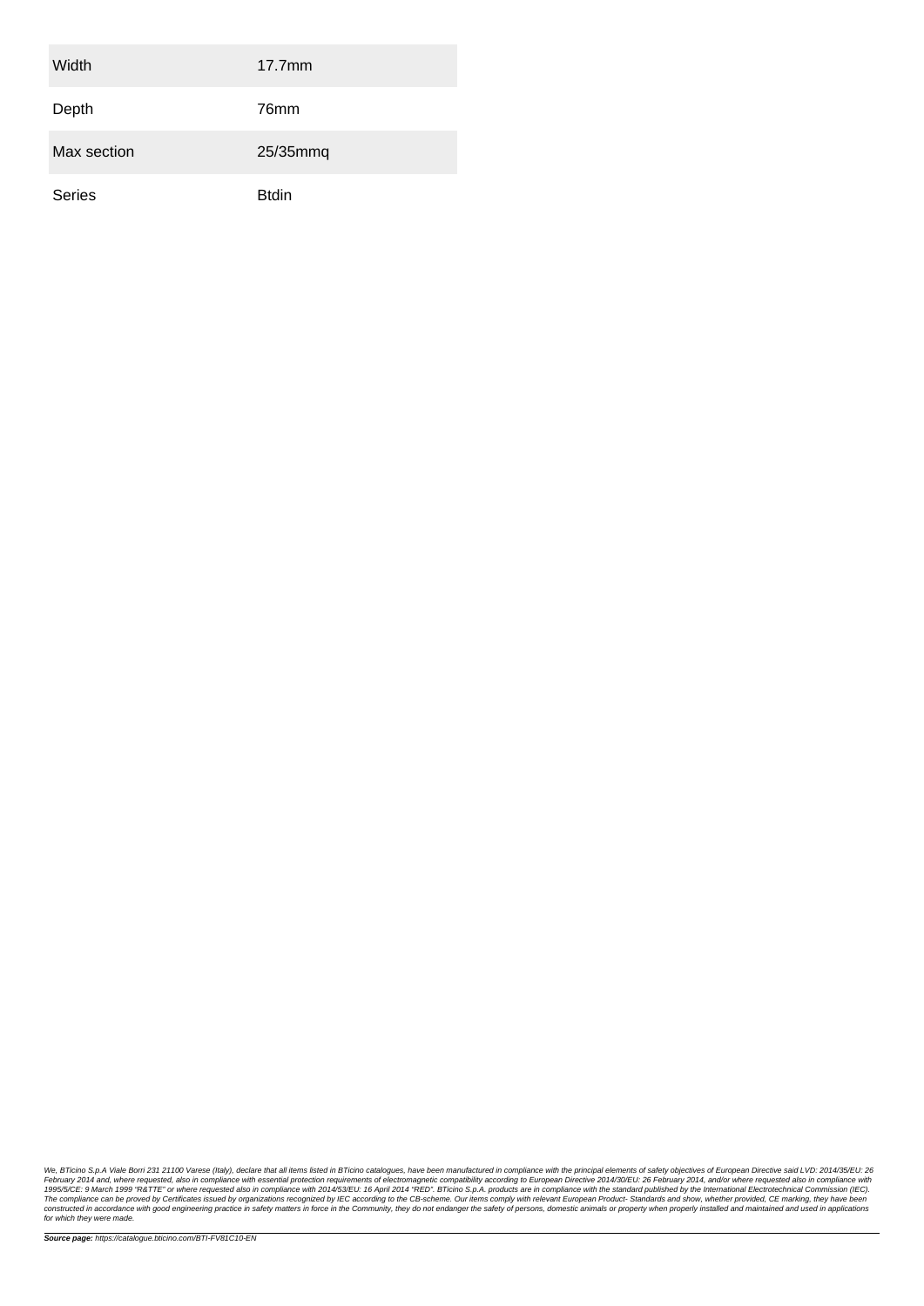| | |
|---|---|
| Width | 17.7mm |
| Depth | 76mm |
| Max section | 25/35mmq |
| Series | Btdin |

*We, BTicino S.p.A Viale Borri 231 21100 Varese (Italy), declare that all items listed in BTicino catalogues, have been manufactured in compliance with the principal elements of safety objectives of European Directive said LVD: 2014/35/EU: 26 February 2014 and, where requested, also in compliance with essential protection requirements of electromagnetic compatibility according to European Directive 2014/30/EU: 26 February 2014, and/or where requested also in compliance with 1995/5/CE: 9 March 1999 "R&TTE" or where requested also in compliance with 2014/53/EU: 16 April 2014 "RED". BTicino S.p.A. products are in compliance with the standard published by the International Electrotechnical Commission (IEC). The compliance can be proved by Certificates issued by organizations recognized by IEC according to the CB-scheme. Our items comply with relevant European Product- Standards and show, whether provided, CE marking, they have been constructed in accordance with good engineering practice in safety matters in force in the Community, they do not endanger the safety of persons, domestic animals or property when properly installed and maintained and used in applications for which they were made.*

***Source page:*** *https://catalogue.bticino.com/BTI-FV81C10-EN*